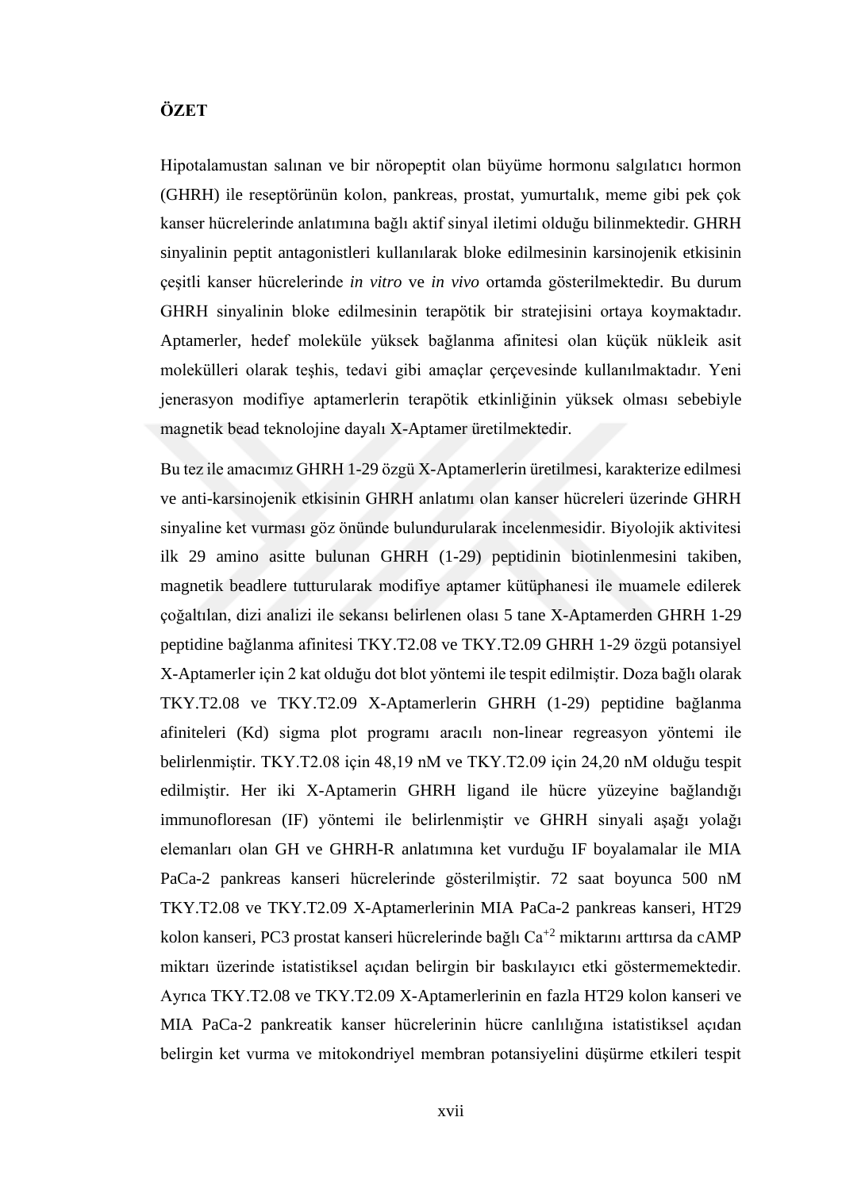**ÖZET**

Hipotalamustan salınan ve bir nöropeptit olan büyüme hormonu salgılatıcı hormon (GHRH) ile reseptörünün kolon, pankreas, prostat, yumurtalık, meme gibi pek çok kanser hücrelerinde anlatımına bağlı aktif sinyal iletimi olduğu bilinmektedir. GHRH sinyalinin peptit antagonistleri kullanılarak bloke edilmesinin karsinojenik etkisinin çeşitli kanser hücrelerinde *in vitro* ve *in vivo* ortamda gösterilmektedir. Bu durum GHRH sinyalinin bloke edilmesinin terapötik bir stratejisini ortaya koymaktadır. Aptamerler, hedef moleküle yüksek bağlanma afinitesi olan küçük nükleik asit molekülleri olarak teşhis, tedavi gibi amaçlar çerçevesinde kullanılmaktadır. Yeni jenerasyon modifiye aptamerlerin terapötik etkinliğinin yüksek olması sebebiyle magnetik bead teknolojine dayalı X-Aptamer üretilmektedir.

Bu tez ile amacımız GHRH 1-29 özgü X-Aptamerlerin üretilmesi, karakterize edilmesi ve anti-karsinojenik etkisinin GHRH anlatımı olan kanser hücreleri üzerinde GHRH sinyaline ket vurması göz önünde bulundurularak incelenmesidir. Biyolojik aktivitesi ilk 29 amino asitte bulunan GHRH (1-29) peptidinin biotinlenmesini takiben, magnetik beadlere tutturularak modifiye aptamer kütüphanesi ile muamele edilerek çoğaltılan, dizi analizi ile sekansı belirlenen olası 5 tane X-Aptamerden GHRH 1-29 peptidine bağlanma afinitesi TKY.T2.08 ve TKY.T2.09 GHRH 1-29 özgü potansiyel X-Aptamerler için 2 kat olduğu dot blot yöntemi ile tespit edilmiştir. Doza bağlı olarak TKY.T2.08 ve TKY.T2.09 X-Aptamerlerin GHRH (1-29) peptidine bağlanma afiniteleri (Kd) sigma plot programı aracılı non-linear regreasyon yöntemi ile belirlenmiştir. TKY.T2.08 için 48,19 nM ve TKY.T2.09 için 24,20 nM olduğu tespit edilmiştir. Her iki X-Aptamerin GHRH ligand ile hücre yüzeyine bağlandığı immunofloresan (IF) yöntemi ile belirlenmiştir ve GHRH sinyali aşağı yolağı elemanları olan GH ve GHRH-R anlatımına ket vurduğu IF boyalamalar ile MIA PaCa-2 pankreas kanseri hücrelerinde gösterilmiştir. 72 saat boyunca 500 nM TKY.T2.08 ve TKY.T2.09 X-Aptamerlerinin MIA PaCa-2 pankreas kanseri, HT29 kolon kanseri, PC3 prostat kanseri hücrelerinde bağlı $Ca^{+2}$ miktarını arttırsa da cAMP miktarı üzerinde istatistiksel açıdan belirgin bir baskılayıcı etki göstermemektedir. Ayrıca TKY.T2.08 ve TKY.T2.09 X-Aptamerlerinin en fazla HT29 kolon kanseri ve MIA PaCa-2 pankreatik kanser hücrelerinin hücre canlılığına istatistiksel açıdan belirgin ket vurma ve mitokondriyel membran potansiyelini düşürme etkileri tespit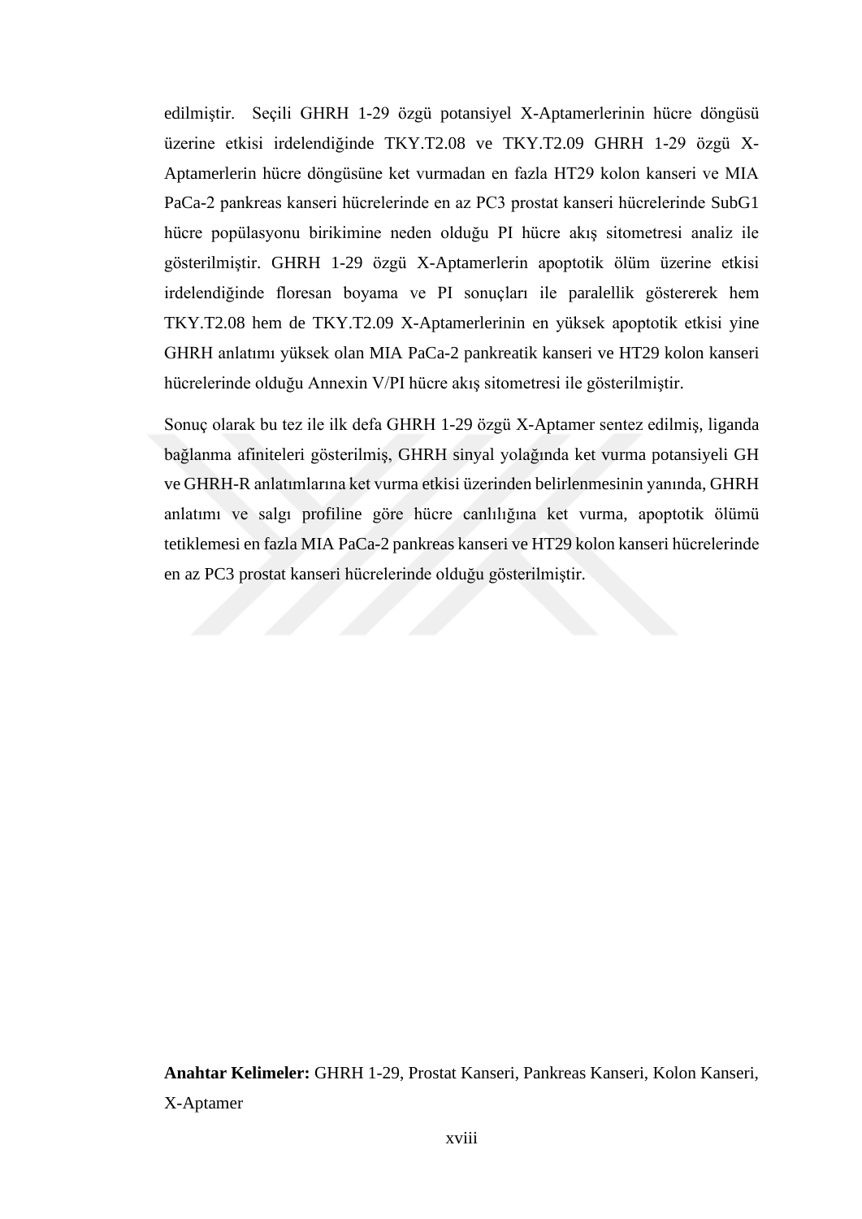edilmiştir. Seçili GHRH 1-29 özgü potansiyel X-Aptamerlerinin hücre döngüsü üzerine etkisi irdelendiğinde TKY.T2.08 ve TKY.T2.09 GHRH 1-29 özgü X-Aptamerlerin hücre döngüsüne ket vurmadan en fazla HT29 kolon kanseri ve MIA PaCa-2 pankreas kanseri hücrelerinde en az PC3 prostat kanseri hücrelerinde SubG1 hücre popülasyonu birikimine neden olduğu PI hücre akış sitometresi analiz ile gösterilmiştir. GHRH 1-29 özgü X-Aptamerlerin apoptotik ölüm üzerine etkisi irdelendiğinde floresan boyama ve PI sonuçları ile paralellik göstererek hem TKY.T2.08 hem de TKY.T2.09 X-Aptamerlerinin en yüksek apoptotik etkisi yine GHRH anlatımı yüksek olan MIA PaCa-2 pankreatik kanseri ve HT29 kolon kanseri hücrelerinde olduğu Annexin V/PI hücre akış sitometresi ile gösterilmiştir.

Sonuç olarak bu tez ile ilk defa GHRH 1-29 özgü X-Aptamer sentez edilmiş, liganda bağlanma afiniteleri gösterilmiş, GHRH sinyal yolağında ket vurma potansiyeli GH ve GHRH-R anlatımlarına ket vurma etkisi üzerinden belirlenmesinin yanında, GHRH anlatımı ve salgı profiline göre hücre canlılığına ket vurma, apoptotik ölümü tetiklemesi en fazla MIA PaCa-2 pankreas kanseri ve HT29 kolon kanseri hücrelerinde en az PC3 prostat kanseri hücrelerinde olduğu gösterilmiştir.

**Anahtar Kelimeler:** GHRH 1-29, Prostat Kanseri, Pankreas Kanseri, Kolon Kanseri, X-Aptamer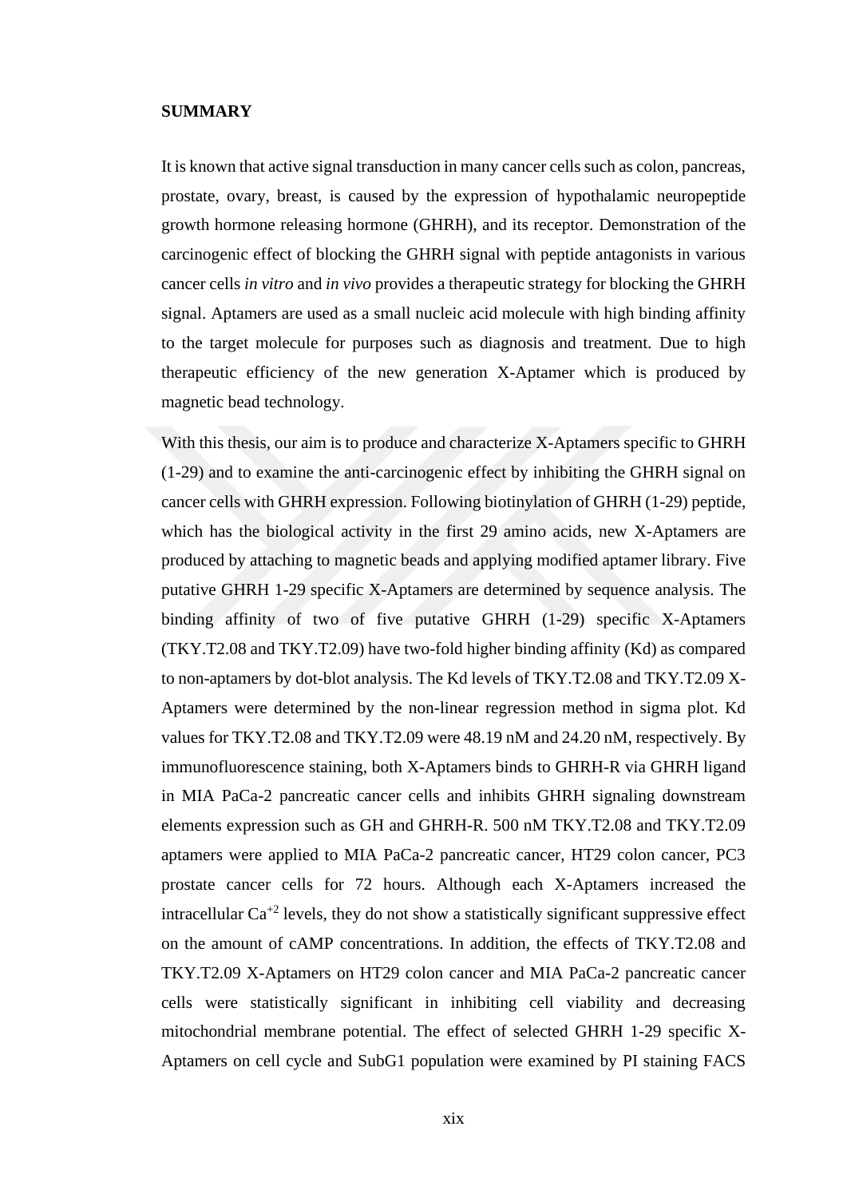## SUMMARY

It is known that active signal transduction in many cancer cells such as colon, pancreas, prostate, ovary, breast, is caused by the expression of hypothalamic neuropeptide growth hormone releasing hormone (GHRH), and its receptor. Demonstration of the carcinogenic effect of blocking the GHRH signal with peptide antagonists in various cancer cells *in vitro* and *in vivo* provides a therapeutic strategy for blocking the GHRH signal. Aptamers are used as a small nucleic acid molecule with high binding affinity to the target molecule for purposes such as diagnosis and treatment. Due to high therapeutic efficiency of the new generation X-Aptamer which is produced by magnetic bead technology.

With this thesis, our aim is to produce and characterize X-Aptamers specific to GHRH (1-29) and to examine the anti-carcinogenic effect by inhibiting the GHRH signal on cancer cells with GHRH expression. Following biotinylation of GHRH (1-29) peptide, which has the biological activity in the first 29 amino acids, new X-Aptamers are produced by attaching to magnetic beads and applying modified aptamer library. Five putative GHRH 1-29 specific X-Aptamers are determined by sequence analysis. The binding affinity of two of five putative GHRH (1-29) specific X-Aptamers (TKY.T2.08 and TKY.T2.09) have two-fold higher binding affinity (Kd) as compared to non-aptamers by dot-blot analysis. The Kd levels of TKY.T2.08 and TKY.T2.09 X-Aptamers were determined by the non-linear regression method in sigma plot. Kd values for TKY.T2.08 and TKY.T2.09 were 48.19 nM and 24.20 nM, respectively. By immunofluorescence staining, both X-Aptamers binds to GHRH-R via GHRH ligand in MIA PaCa-2 pancreatic cancer cells and inhibits GHRH signaling downstream elements expression such as GH and GHRH-R. 500 nM TKY.T2.08 and TKY.T2.09 aptamers were applied to MIA PaCa-2 pancreatic cancer, HT29 colon cancer, PC3 prostate cancer cells for 72 hours. Although each X-Aptamers increased the intracellular $Ca^{+2}$ levels, they do not show a statistically significant suppressive effect on the amount of cAMP concentrations. In addition, the effects of TKY.T2.08 and TKY.T2.09 X-Aptamers on HT29 colon cancer and MIA PaCa-2 pancreatic cancer cells were statistically significant in inhibiting cell viability and decreasing mitochondrial membrane potential. The effect of selected GHRH 1-29 specific X-Aptamers on cell cycle and SubG1 population were examined by PI staining FACS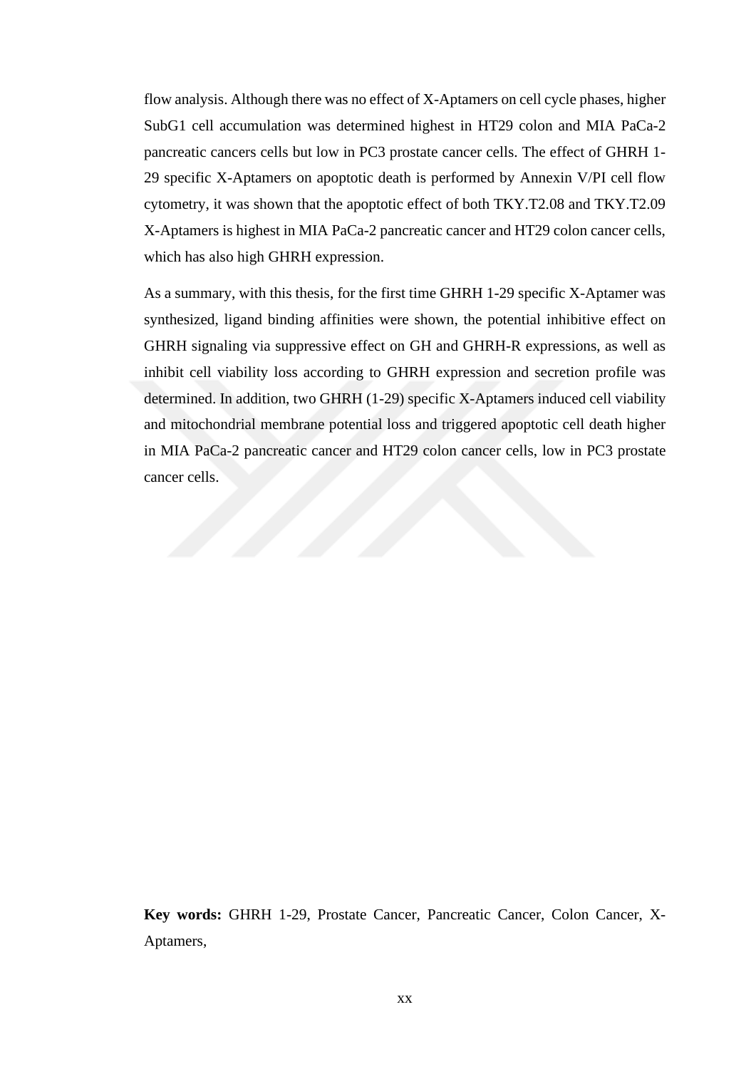flow analysis. Although there was no effect of X-Aptamers on cell cycle phases, higher SubG1 cell accumulation was determined highest in HT29 colon and MIA PaCa-2 pancreatic cancers cells but low in PC3 prostate cancer cells. The effect of GHRH 1-29 specific X-Aptamers on apoptotic death is performed by Annexin V/PI cell flow cytometry, it was shown that the apoptotic effect of both TKY.T2.08 and TKY.T2.09 X-Aptamers is highest in MIA PaCa-2 pancreatic cancer and HT29 colon cancer cells, which has also high GHRH expression.

As a summary, with this thesis, for the first time GHRH 1-29 specific X-Aptamer was synthesized, ligand binding affinities were shown, the potential inhibitive effect on GHRH signaling via suppressive effect on GH and GHRH-R expressions, as well as inhibit cell viability loss according to GHRH expression and secretion profile was determined. In addition, two GHRH (1-29) specific X-Aptamers induced cell viability and mitochondrial membrane potential loss and triggered apoptotic cell death higher in MIA PaCa-2 pancreatic cancer and HT29 colon cancer cells, low in PC3 prostate cancer cells.

**Key words:** GHRH 1-29, Prostate Cancer, Pancreatic Cancer, Colon Cancer, X-Aptamers,